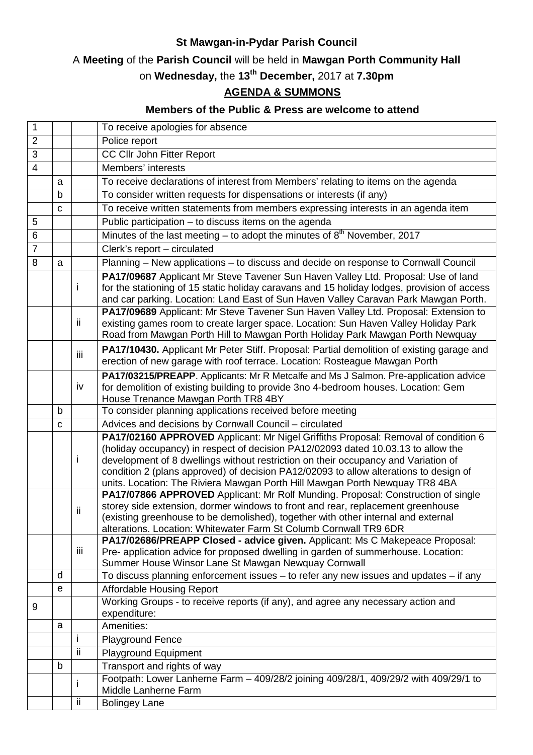**St Mawgan-in-Pydar Parish Council**

A **Meeting** of the **Parish Council** will be held in **Mawgan Porth Community Hall**

on **Wednesday,** the **13th December,** 2017 at **7.30pm**

**AGENDA & SUMMONS**

**Members of the Public & Press are welcome to attend**

| | | | |
|---|---|---|---|
| 1 | | | To receive apologies for absence |
| 2 | | | Police report |
| 3 | | | CC Cllr John Fitter Report |
| 4 | | | Members' interests |
| | a | | To receive declarations of interest from Members' relating to items on the agenda |
| | b | | To consider written requests for dispensations or interests (if any) |
| | c | | To receive written statements from members expressing interests in an agenda item |
| 5 | | | Public participation – to discuss items on the agenda |
| 6 | | | Minutes of the last meeting – to adopt the minutes of 8th November, 2017 |
| 7 | | | Clerk's report – circulated |
| 8 | a | | Planning – New applications – to discuss and decide on response to Cornwall Council |
| | | i | **PA17/09687** Applicant Mr Steve Tavener Sun Haven Valley Ltd. Proposal: Use of land for the stationing of 15 static holiday caravans and 15 holiday lodges, provision of access and car parking. Location: Land East of Sun Haven Valley Caravan Park Mawgan Porth. |
| | | ii | **PA17/09689** Applicant: Mr Steve Tavener Sun Haven Valley Ltd. Proposal: Extension to existing games room to create larger space. Location: Sun Haven Valley Holiday Park Road from Mawgan Porth Hill to Mawgan Porth Holiday Park Mawgan Porth Newquay |
| | | iii | **PA17/10430.** Applicant Mr Peter Stiff. Proposal: Partial demolition of existing garage and erection of new garage with roof terrace. Location: Rosteague Mawgan Porth |
| | | iv | **PA17/03215/PREAPP**. Applicants: Mr R Metcalfe and Ms J Salmon. Pre-application advice for demolition of existing building to provide 3no 4-bedroom houses. Location: Gem House Trenance Mawgan Porth TR8 4BY |
| | b | | To consider planning applications received before meeting |
| | c | | Advices and decisions by Cornwall Council – circulated |
| | | i | **PA17/02160 APPROVED** Applicant: Mr Nigel Griffiths Proposal: Removal of condition 6 (holiday occupancy) in respect of decision PA12/02093 dated 10.03.13 to allow the development of 8 dwellings without restriction on their occupancy and Variation of condition 2 (plans approved) of decision PA12/02093 to allow alterations to design of units. Location: The Riviera Mawgan Porth Hill Mawgan Porth Newquay TR8 4BA |
| | | ii | **PA17/07866 APPROVED** Applicant: Mr Rolf Munding. Proposal: Construction of single storey side extension, dormer windows to front and rear, replacement greenhouse (existing greenhouse to be demolished), together with other internal and external alterations. Location: Whitewater Farm St Columb Cornwall TR9 6DR |
| | | iii | **PA17/02686/PREAPP Closed - advice given.** Applicant: Ms C Makepeace Proposal: Pre- application advice for proposed dwelling in garden of summerhouse. Location: Summer House Winsor Lane St Mawgan Newquay Cornwall |
| | d | | To discuss planning enforcement issues – to refer any new issues and updates – if any |
| | e | | Affordable Housing Report |
| 9 | | | Working Groups - to receive reports (if any), and agree any necessary action and expenditure: |
| | a | | Amenities: |
| | | i | Playground Fence |
| | | ii | Playground Equipment |
| | b | | Transport and rights of way |
| | | i | Footpath: Lower Lanherne Farm – 409/28/2 joining 409/28/1, 409/29/2 with 409/29/1 to Middle Lanherne Farm |
| | | ii | Bolingey Lane |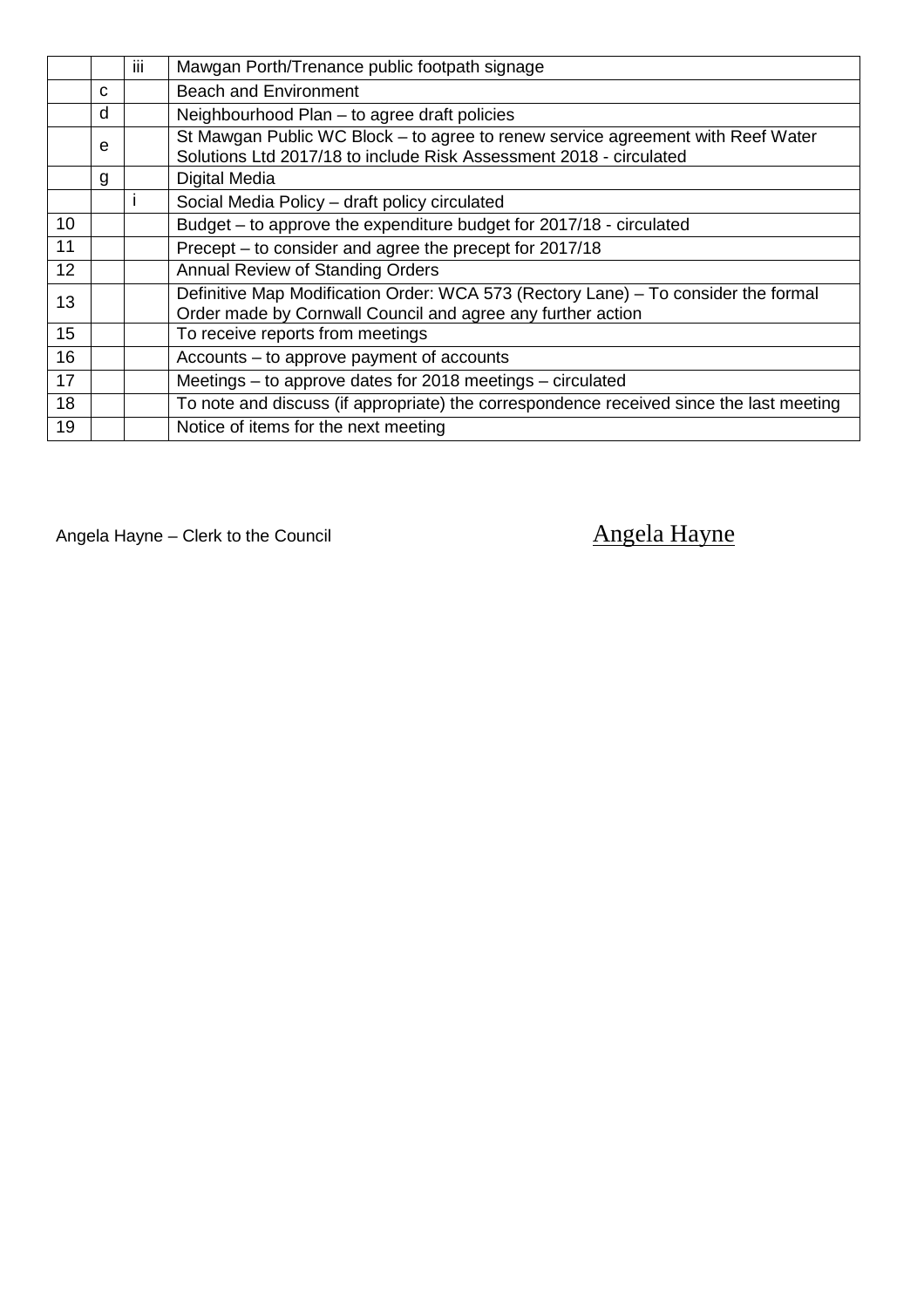| | | | |
|---|---|---|---|
| | | iii | Mawgan Porth/Trenance public footpath signage |
| | c | | Beach and Environment |
| | d | | Neighbourhood Plan – to agree draft policies |
| | e | | St Mawgan Public WC Block – to agree to renew service agreement with Reef Water Solutions Ltd 2017/18 to include Risk Assessment 2018 - circulated |
| | g | | Digital Media |
| | | i | Social Media Policy – draft policy circulated |
| 10 | | | Budget – to approve the expenditure budget for 2017/18 - circulated |
| 11 | | | Precept – to consider and agree the precept for 2017/18 |
| 12 | | | Annual Review of Standing Orders |
| 13 | | | Definitive Map Modification Order: WCA 573 (Rectory Lane) – To consider the formal Order made by Cornwall Council and agree any further action |
| 15 | | | To receive reports from meetings |
| 16 | | | Accounts – to approve payment of accounts |
| 17 | | | Meetings – to approve dates for 2018 meetings – circulated |
| 18 | | | To note and discuss (if appropriate) the correspondence received since the last meeting |
| 19 | | | Notice of items for the next meeting |

Angela Hayne – Clerk to the Council Angela Hayne